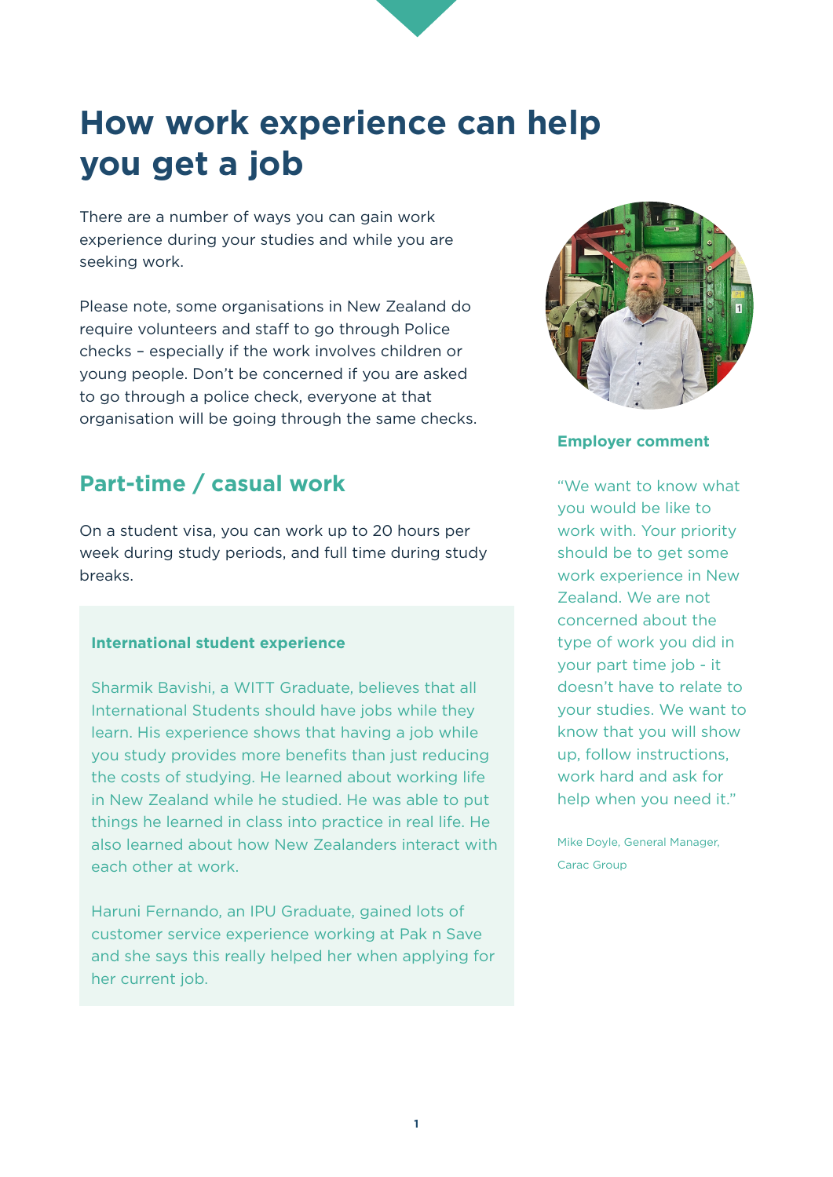# How work experience can help you get a job

There are a number of ways you can gain work experience during your studies and while you are seeking work.

Please note, some organisations in New Zealand do require volunteers and staff to go through Police checks – especially if the work involves children or young people. Don't be concerned if you are asked to go through a police check, everyone at that organisation will be going through the same checks.

## Part-time / casual work

On a student visa, you can work up to 20 hours per week during study periods, and full time during study breaks.

**International student experience**

Sharmik Bavishi, a WITT Graduate, believes that all International Students should have jobs while they learn. His experience shows that having a job while you study provides more benefits than just reducing the costs of studying. He learned about working life in New Zealand while he studied. He was able to put things he learned in class into practice in real life. He also learned about how New Zealanders interact with each other at work.

Haruni Fernando, an IPU Graduate, gained lots of customer service experience working at Pak n Save and she says this really helped her when applying for her current job.

**Employer comment**

"We want to know what you would be like to work with. Your priority should be to get some work experience in New Zealand. We are not concerned about the type of work you did in your part time job - it doesn't have to relate to your studies. We want to know that you will show up, follow instructions, work hard and ask for help when you need it."

Mike Doyle, General Manager, Carac Group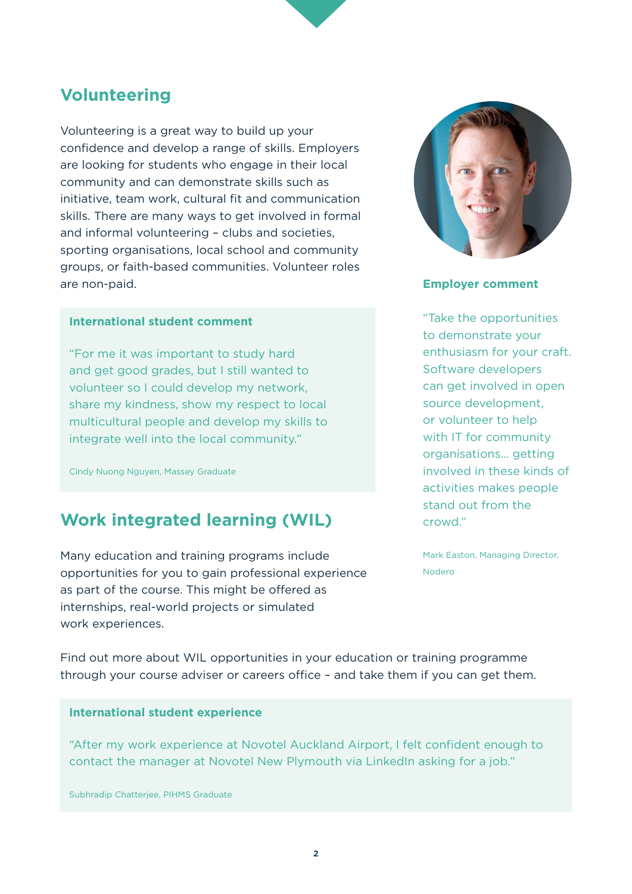## Volunteering

Volunteering is a great way to build up your confidence and develop a range of skills. Employers are looking for students who engage in their local community and can demonstrate skills such as initiative, team work, cultural fit and communication skills. There are many ways to get involved in formal and informal volunteering – clubs and societies, sporting organisations, local school and community groups, or faith-based communities. Volunteer roles are non-paid.

**International student comment**

"For me it was important to study hard and get good grades, but I still wanted to volunteer so I could develop my network, share my kindness, show my respect to local multicultural people and develop my skills to integrate well into the local community."

Cindy Nuong Nguyen, Massey Graduate

## Work integrated learning (WIL)

Many education and training programs include opportunities for you to gain professional experience as part of the course. This might be offered as internships, real-world projects or simulated work experiences.

**Employer comment**

"Take the opportunities to demonstrate your enthusiasm for your craft. Software developers can get involved in open source development, or volunteer to help with IT for community organisations... getting involved in these kinds of activities makes people stand out from the crowd."

Mark Easton, Managing Director, Nodero

Find out more about WIL opportunities in your education or training programme through your course adviser or careers office – and take them if you can get them.

**International student experience**

"After my work experience at Novotel Auckland Airport, I felt confident enough to contact the manager at Novotel New Plymouth via LinkedIn asking for a job."

Subhradip Chatterjee, PIHMS Graduate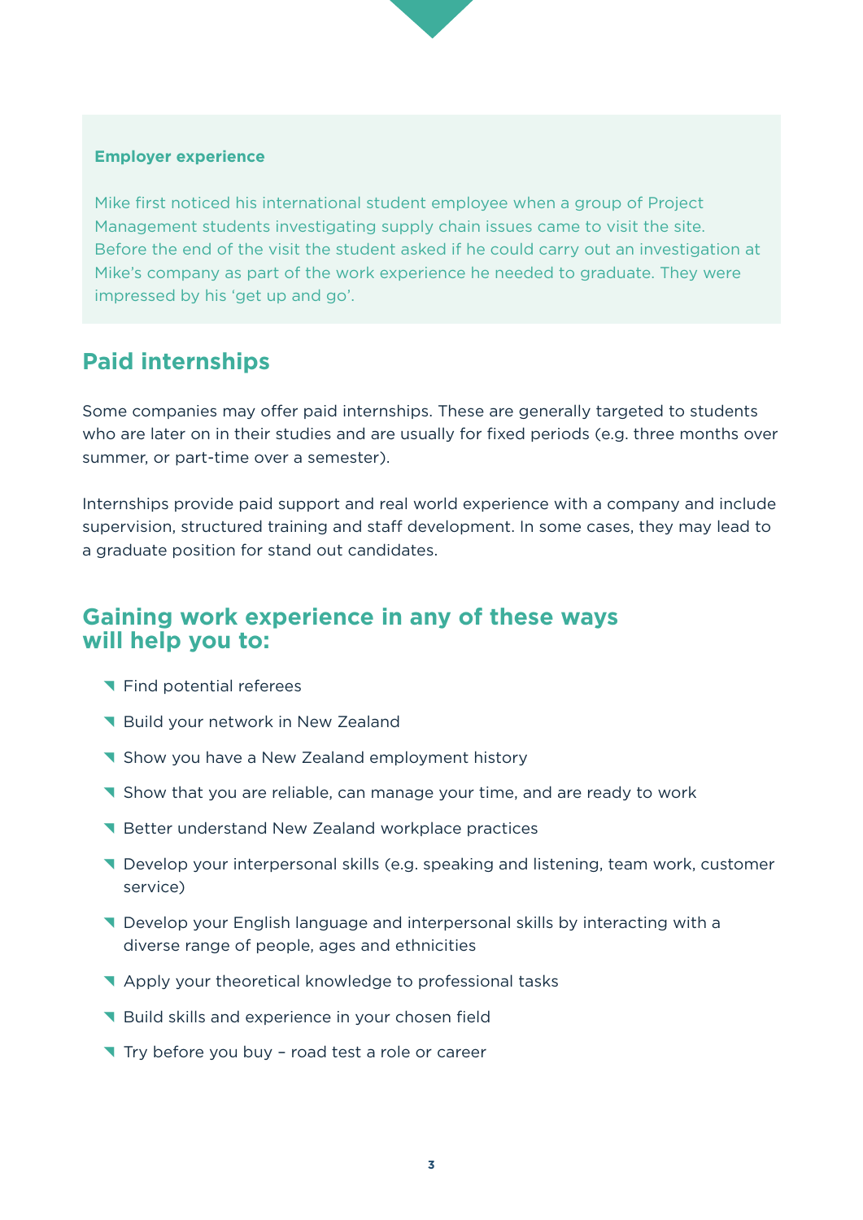**Employer experience**

Mike first noticed his international student employee when a group of Project Management students investigating supply chain issues came to visit the site. Before the end of the visit the student asked if he could carry out an investigation at Mike's company as part of the work experience he needed to graduate. They were impressed by his 'get up and go'.

## Paid internships

Some companies may offer paid internships. These are generally targeted to students who are later on in their studies and are usually for fixed periods (e.g. three months over summer, or part-time over a semester).

Internships provide paid support and real world experience with a company and include supervision, structured training and staff development. In some cases, they may lead to a graduate position for stand out candidates.

## Gaining work experience in any of these ways will help you to:

- Find potential referees
- Build your network in New Zealand
- Show you have a New Zealand employment history
- Show that you are reliable, can manage your time, and are ready to work
- Better understand New Zealand workplace practices
- Develop your interpersonal skills (e.g. speaking and listening, team work, customer service)
- Develop your English language and interpersonal skills by interacting with a diverse range of people, ages and ethnicities
- Apply your theoretical knowledge to professional tasks
- Build skills and experience in your chosen field
- Try before you buy – road test a role or career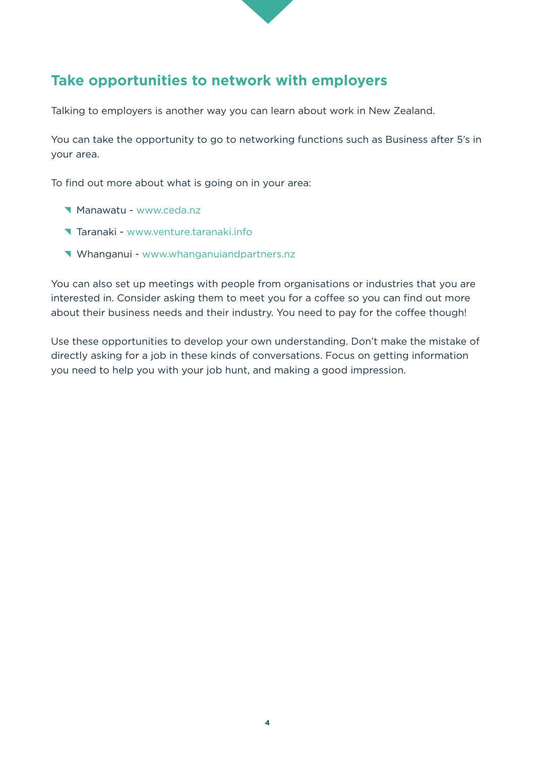## Take opportunities to network with employers

Talking to employers is another way you can learn about work in New Zealand.

You can take the opportunity to go to networking functions such as Business after 5's in your area.

To find out more about what is going on in your area:

- Manawatu - www.ceda.nz
- Taranaki - www.venture.taranaki.info
- Whanganui - www.whanganuiandpartners.nz

You can also set up meetings with people from organisations or industries that you are interested in. Consider asking them to meet you for a coffee so you can find out more about their business needs and their industry. You need to pay for the coffee though!

Use these opportunities to develop your own understanding. Don't make the mistake of directly asking for a job in these kinds of conversations. Focus on getting information you need to help you with your job hunt, and making a good impression.